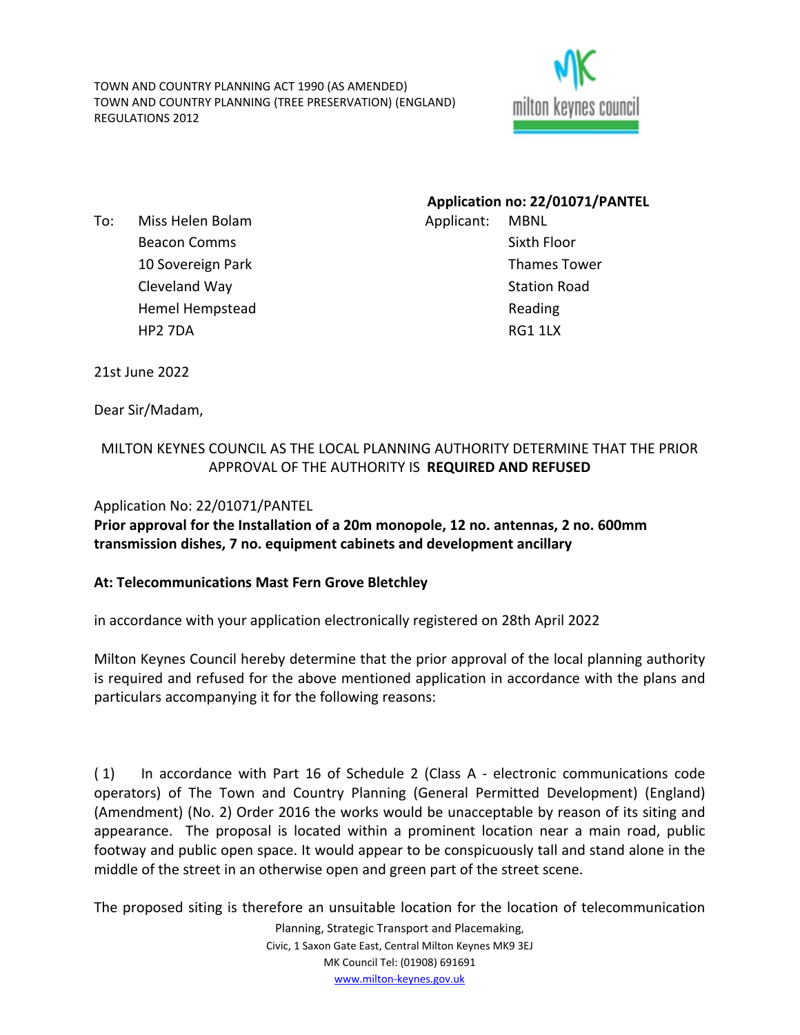TOWN AND COUNTRY PLANNING ACT 1990 (AS AMENDED)
TOWN AND COUNTRY PLANNING (TREE PRESERVATION) (ENGLAND) REGULATIONS 2012

**Application no: 22/01071/PANTEL**

To: Miss Helen Bolam
Beacon Comms
10 Sovereign Park
Cleveland Way
Hemel Hempstead
HP2 7DA

Applicant: MBNL
Sixth Floor
Thames Tower
Station Road
Reading
RG1 1LX

21st June 2022

Dear Sir/Madam,

MILTON KEYNES COUNCIL AS THE LOCAL PLANNING AUTHORITY DETERMINE THAT THE PRIOR APPROVAL OF THE AUTHORITY IS **REQUIRED AND REFUSED**

Application No: 22/01071/PANTEL

**Prior approval for the Installation of a 20m monopole, 12 no. antennas, 2 no. 600mm transmission dishes, 7 no. equipment cabinets and development ancillary**

**At: Telecommunications Mast Fern Grove Bletchley**

in accordance with your application electronically registered on 28th April 2022

Milton Keynes Council hereby determine that the prior approval of the local planning authority is required and refused for the above mentioned application in accordance with the plans and particulars accompanying it for the following reasons:

(1) In accordance with Part 16 of Schedule 2 (Class A - electronic communications code operators) of The Town and Country Planning (General Permitted Development) (England) (Amendment) (No. 2) Order 2016 the works would be unacceptable by reason of its siting and appearance. The proposal is located within a prominent location near a main road, public footway and public open space. It would appear to be conspicuously tall and stand alone in the middle of the street in an otherwise open and green part of the street scene.

The proposed siting is therefore an unsuitable location for the location of telecommunication

Planning, Strategic Transport and Placemaking,
Civic, 1 Saxon Gate East, Central Milton Keynes MK9 3EJ
MK Council Tel: (01908) 691691
www.milton-keynes.gov.uk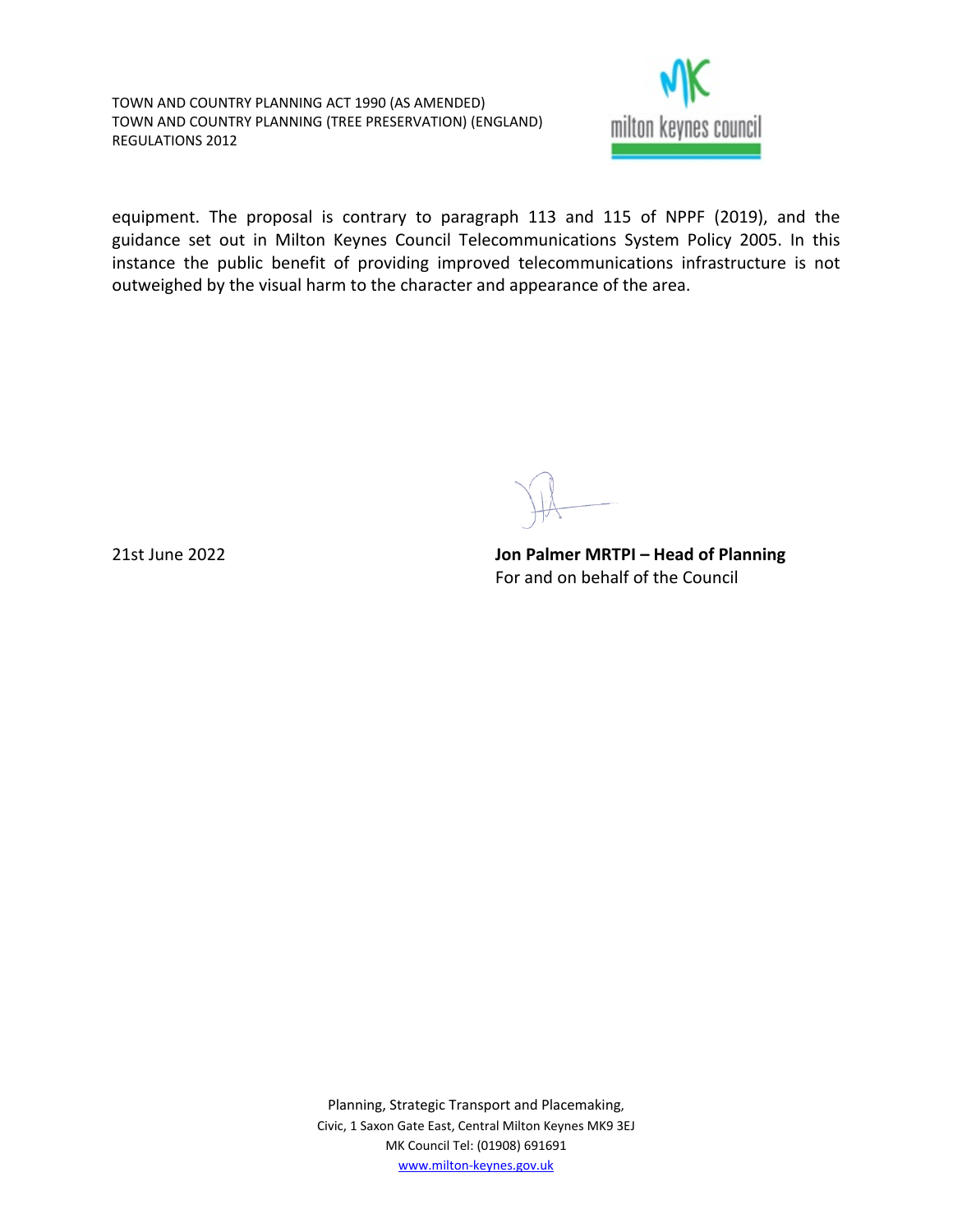equipment. The proposal is contrary to paragraph 113 and 115 of NPPF (2019), and the guidance set out in Milton Keynes Council Telecommunications System Policy 2005. In this instance the public benefit of providing improved telecommunications infrastructure is not outweighed by the visual harm to the character and appearance of the area.

21st June 2022

**Jon Palmer MRTPI – Head of Planning**
For and on behalf of the Council